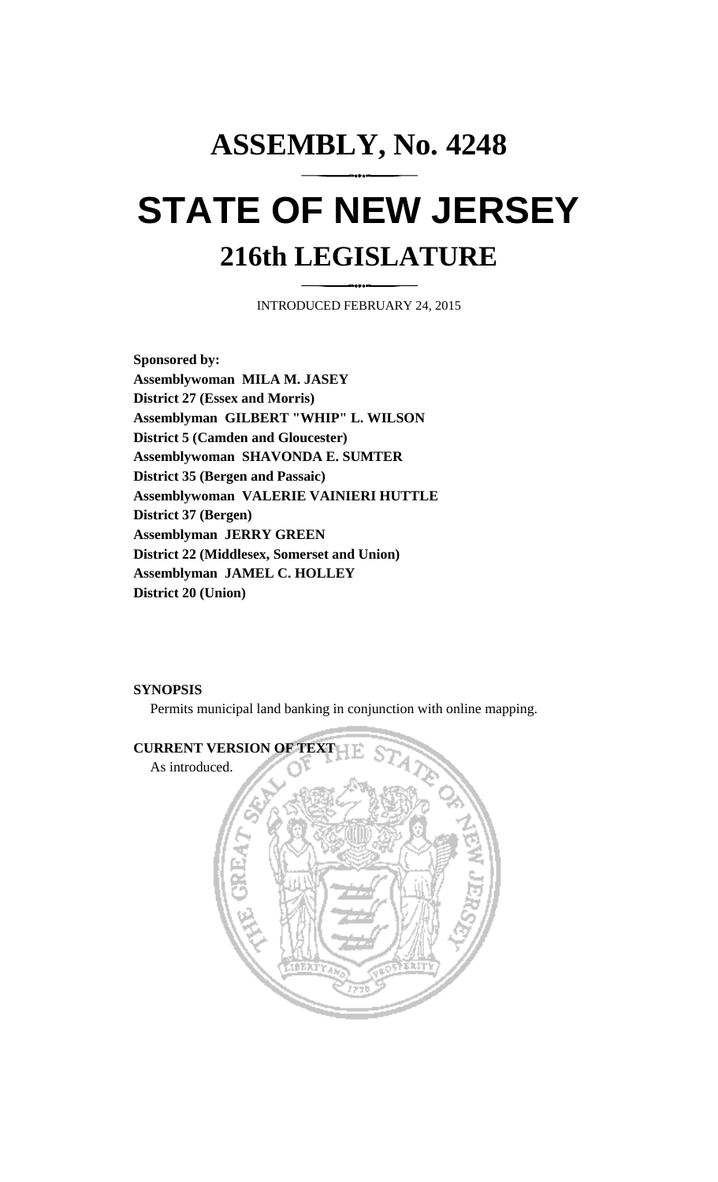# ASSEMBLY, No. 4248

# STATE OF NEW JERSEY

## 216th LEGISLATURE

INTRODUCED FEBRUARY 24, 2015

**Sponsored by:**
**Assemblywoman MILA M. JASEY**
**District 27 (Essex and Morris)**
**Assemblyman GILBERT "WHIP" L. WILSON**
**District 5 (Camden and Gloucester)**
**Assemblywoman SHAVONDA E. SUMTER**
**District 35 (Bergen and Passaic)**
**Assemblywoman VALERIE VAINIERI HUTTLE**
**District 37 (Bergen)**
**Assemblyman JERRY GREEN**
**District 22 (Middlesex, Somerset and Union)**
**Assemblyman JAMEL C. HOLLEY**
**District 20 (Union)**

**SYNOPSIS**

Permits municipal land banking in conjunction with online mapping.

**CURRENT VERSION OF TEXT**

As introduced.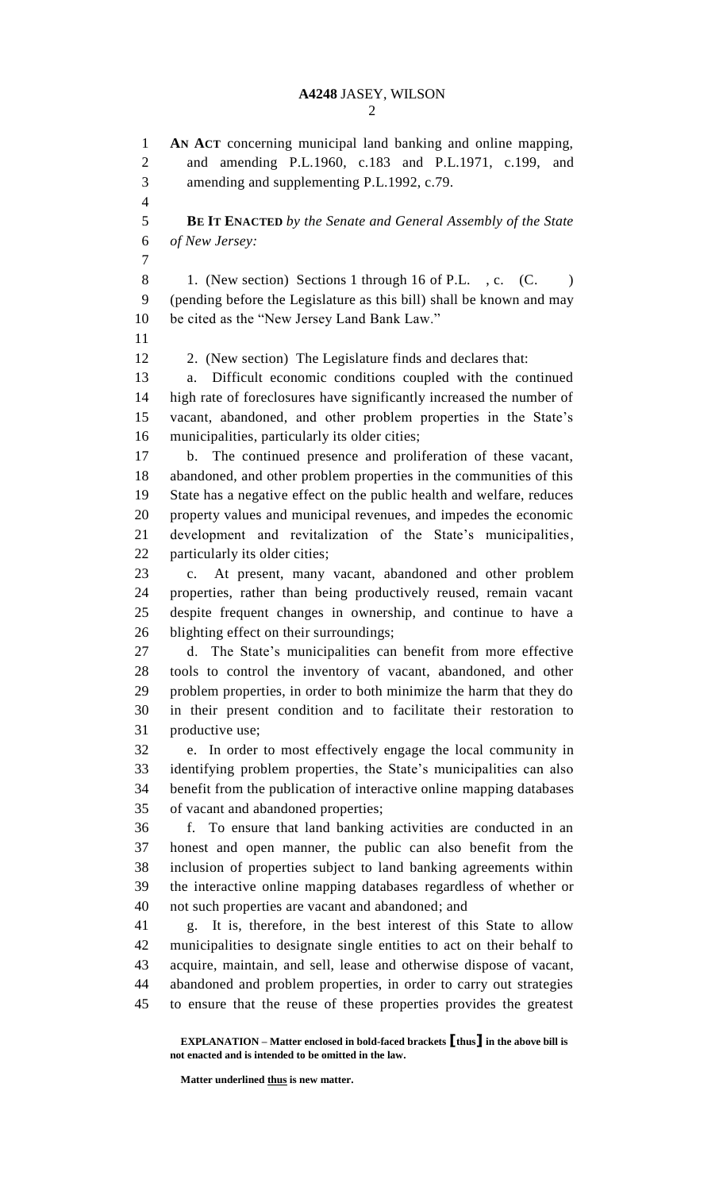**AN ACT** concerning municipal land banking and online mapping, and amending P.L.1960, c.183 and P.L.1971, c.199, and amending and supplementing P.L.1992, c.79.

**BE IT ENACTED** *by the Senate and General Assembly of the State of New Jersey:*

1. (New section) Sections 1 through 16 of P.L. , c. (C. ) (pending before the Legislature as this bill) shall be known and may be cited as the "New Jersey Land Bank Law."

2. (New section) The Legislature finds and declares that:

a. Difficult economic conditions coupled with the continued high rate of foreclosures have significantly increased the number of vacant, abandoned, and other problem properties in the State's municipalities, particularly its older cities;

b. The continued presence and proliferation of these vacant, abandoned, and other problem properties in the communities of this State has a negative effect on the public health and welfare, reduces property values and municipal revenues, and impedes the economic development and revitalization of the State's municipalities, particularly its older cities;

c. At present, many vacant, abandoned and other problem properties, rather than being productively reused, remain vacant despite frequent changes in ownership, and continue to have a blighting effect on their surroundings;

d. The State's municipalities can benefit from more effective tools to control the inventory of vacant, abandoned, and other problem properties, in order to both minimize the harm that they do in their present condition and to facilitate their restoration to productive use;

e. In order to most effectively engage the local community in identifying problem properties, the State's municipalities can also benefit from the publication of interactive online mapping databases of vacant and abandoned properties;

f. To ensure that land banking activities are conducted in an honest and open manner, the public can also benefit from the inclusion of properties subject to land banking agreements within the interactive online mapping databases regardless of whether or not such properties are vacant and abandoned; and

g. It is, therefore, in the best interest of this State to allow municipalities to designate single entities to act on their behalf to acquire, maintain, and sell, lease and otherwise dispose of vacant, abandoned and problem properties, in order to carry out strategies to ensure that the reuse of these properties provides the greatest

**EXPLANATION – Matter enclosed in bold-faced brackets [thus] in the above bill is not enacted and is intended to be omitted in the law.**

**Matter underlined thus is new matter.**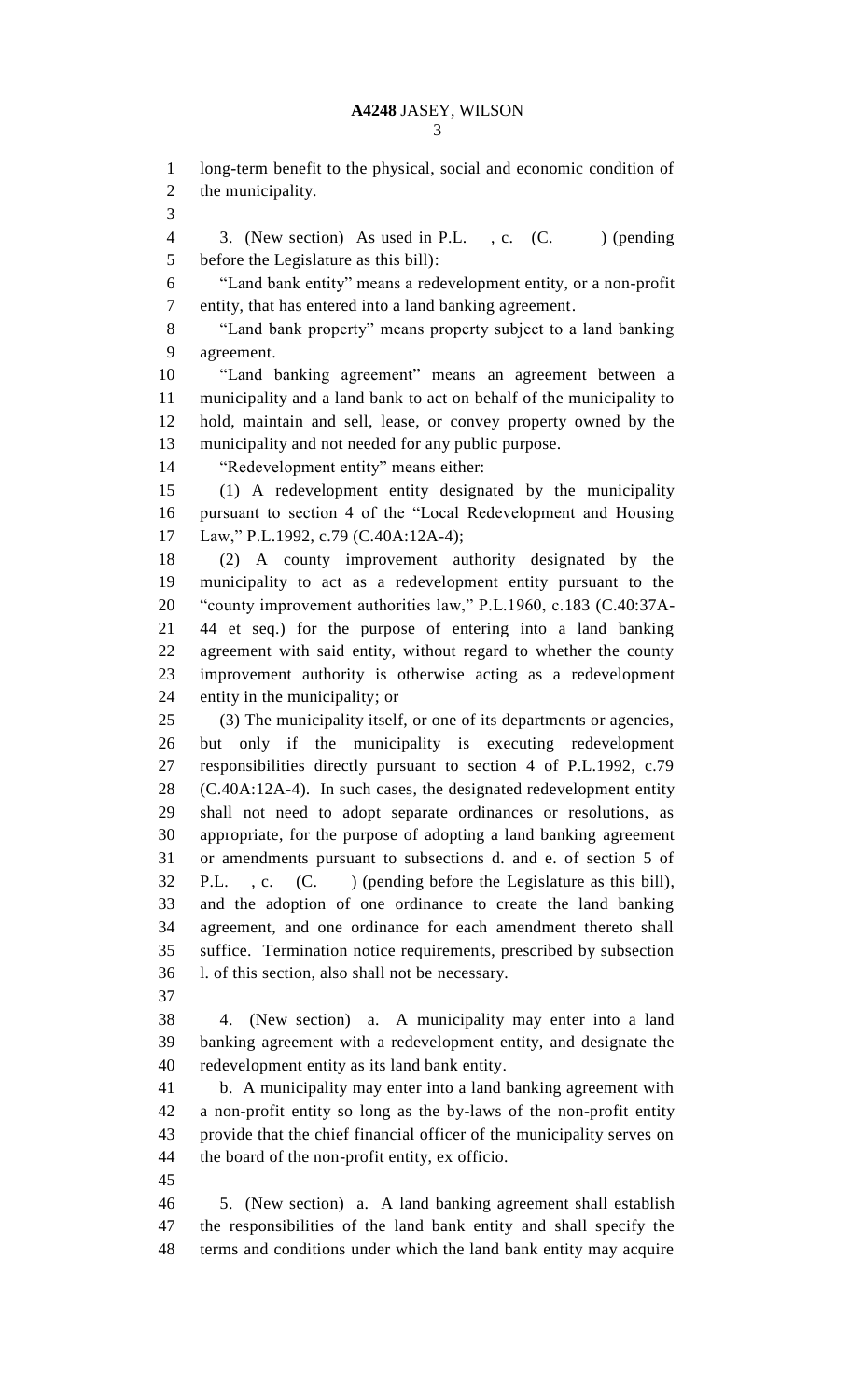long-term benefit to the physical, social and economic condition of the municipality.

3. (New section) As used in P.L. , c. (C. ) (pending before the Legislature as this bill):

"Land bank entity" means a redevelopment entity, or a non-profit entity, that has entered into a land banking agreement.

"Land bank property" means property subject to a land banking agreement.

"Land banking agreement" means an agreement between a municipality and a land bank to act on behalf of the municipality to hold, maintain and sell, lease, or convey property owned by the municipality and not needed for any public purpose.

"Redevelopment entity" means either:

(1) A redevelopment entity designated by the municipality pursuant to section 4 of the "Local Redevelopment and Housing Law," P.L.1992, c.79 (C.40A:12A-4);

(2) A county improvement authority designated by the municipality to act as a redevelopment entity pursuant to the "county improvement authorities law," P.L.1960, c.183 (C.40:37A-44 et seq.) for the purpose of entering into a land banking agreement with said entity, without regard to whether the county improvement authority is otherwise acting as a redevelopment entity in the municipality; or

(3) The municipality itself, or one of its departments or agencies, but only if the municipality is executing redevelopment responsibilities directly pursuant to section 4 of P.L.1992, c.79 (C.40A:12A-4). In such cases, the designated redevelopment entity shall not need to adopt separate ordinances or resolutions, as appropriate, for the purpose of adopting a land banking agreement or amendments pursuant to subsections d. and e. of section 5 of P.L. , c. (C. ) (pending before the Legislature as this bill), and the adoption of one ordinance to create the land banking agreement, and one ordinance for each amendment thereto shall suffice. Termination notice requirements, prescribed by subsection l. of this section, also shall not be necessary.

4. (New section) a. A municipality may enter into a land banking agreement with a redevelopment entity, and designate the redevelopment entity as its land bank entity.

b. A municipality may enter into a land banking agreement with a non-profit entity so long as the by-laws of the non-profit entity provide that the chief financial officer of the municipality serves on the board of the non-profit entity, ex officio.

5. (New section) a. A land banking agreement shall establish the responsibilities of the land bank entity and shall specify the terms and conditions under which the land bank entity may acquire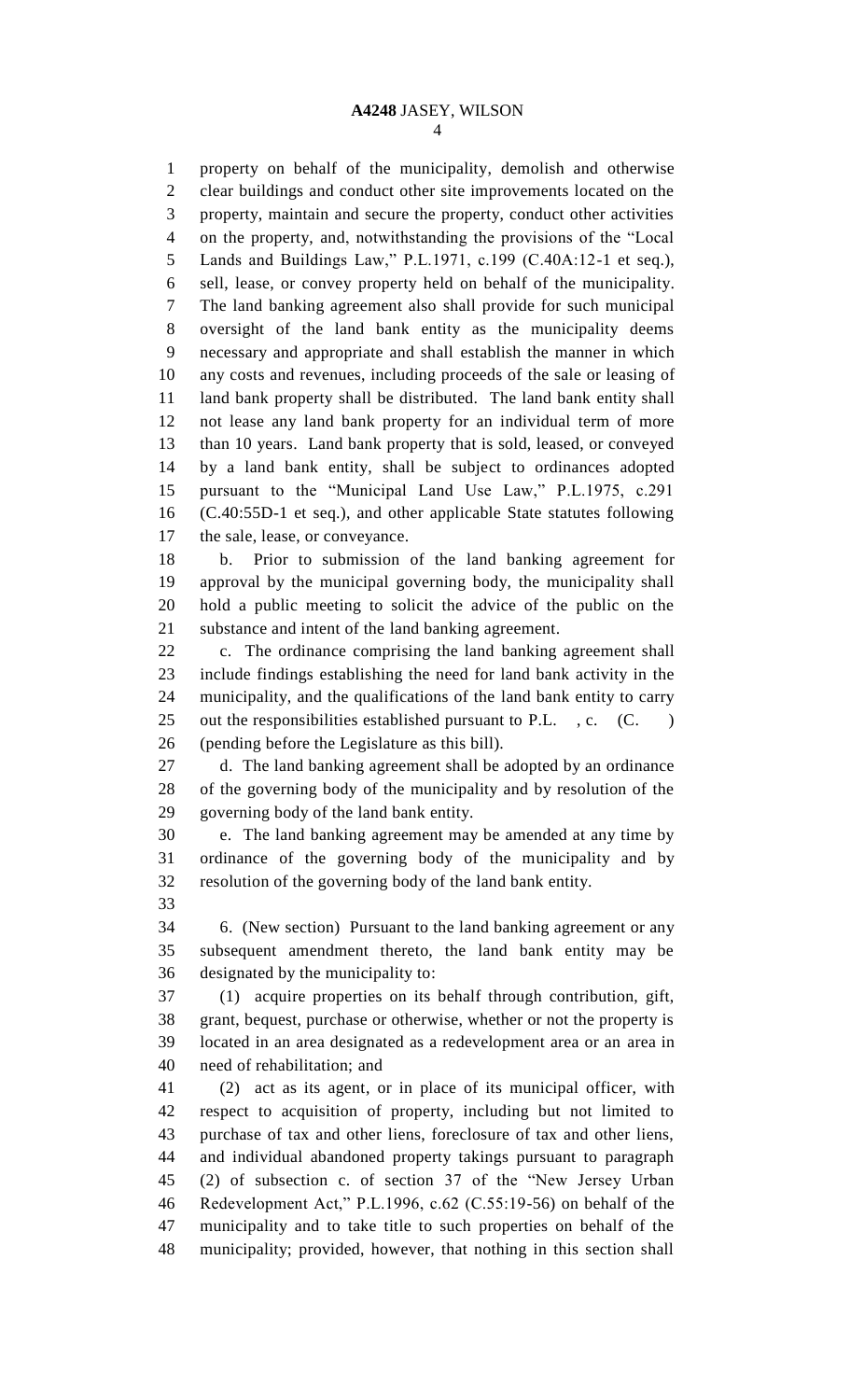property on behalf of the municipality, demolish and otherwise clear buildings and conduct other site improvements located on the property, maintain and secure the property, conduct other activities on the property, and, notwithstanding the provisions of the "Local Lands and Buildings Law," P.L.1971, c.199 (C.40A:12-1 et seq.), sell, lease, or convey property held on behalf of the municipality. The land banking agreement also shall provide for such municipal oversight of the land bank entity as the municipality deems necessary and appropriate and shall establish the manner in which any costs and revenues, including proceeds of the sale or leasing of land bank property shall be distributed. The land bank entity shall not lease any land bank property for an individual term of more than 10 years. Land bank property that is sold, leased, or conveyed by a land bank entity, shall be subject to ordinances adopted pursuant to the "Municipal Land Use Law," P.L.1975, c.291 (C.40:55D-1 et seq.), and other applicable State statutes following the sale, lease, or conveyance.

b. Prior to submission of the land banking agreement for approval by the municipal governing body, the municipality shall hold a public meeting to solicit the advice of the public on the substance and intent of the land banking agreement.

c. The ordinance comprising the land banking agreement shall include findings establishing the need for land bank activity in the municipality, and the qualifications of the land bank entity to carry out the responsibilities established pursuant to P.L. , c. (C. ) (pending before the Legislature as this bill).

d. The land banking agreement shall be adopted by an ordinance of the governing body of the municipality and by resolution of the governing body of the land bank entity.

e. The land banking agreement may be amended at any time by ordinance of the governing body of the municipality and by resolution of the governing body of the land bank entity.

6. (New section) Pursuant to the land banking agreement or any subsequent amendment thereto, the land bank entity may be designated by the municipality to:

(1) acquire properties on its behalf through contribution, gift, grant, bequest, purchase or otherwise, whether or not the property is located in an area designated as a redevelopment area or an area in need of rehabilitation; and

(2) act as its agent, or in place of its municipal officer, with respect to acquisition of property, including but not limited to purchase of tax and other liens, foreclosure of tax and other liens, and individual abandoned property takings pursuant to paragraph (2) of subsection c. of section 37 of the "New Jersey Urban Redevelopment Act," P.L.1996, c.62 (C.55:19-56) on behalf of the municipality and to take title to such properties on behalf of the municipality; provided, however, that nothing in this section shall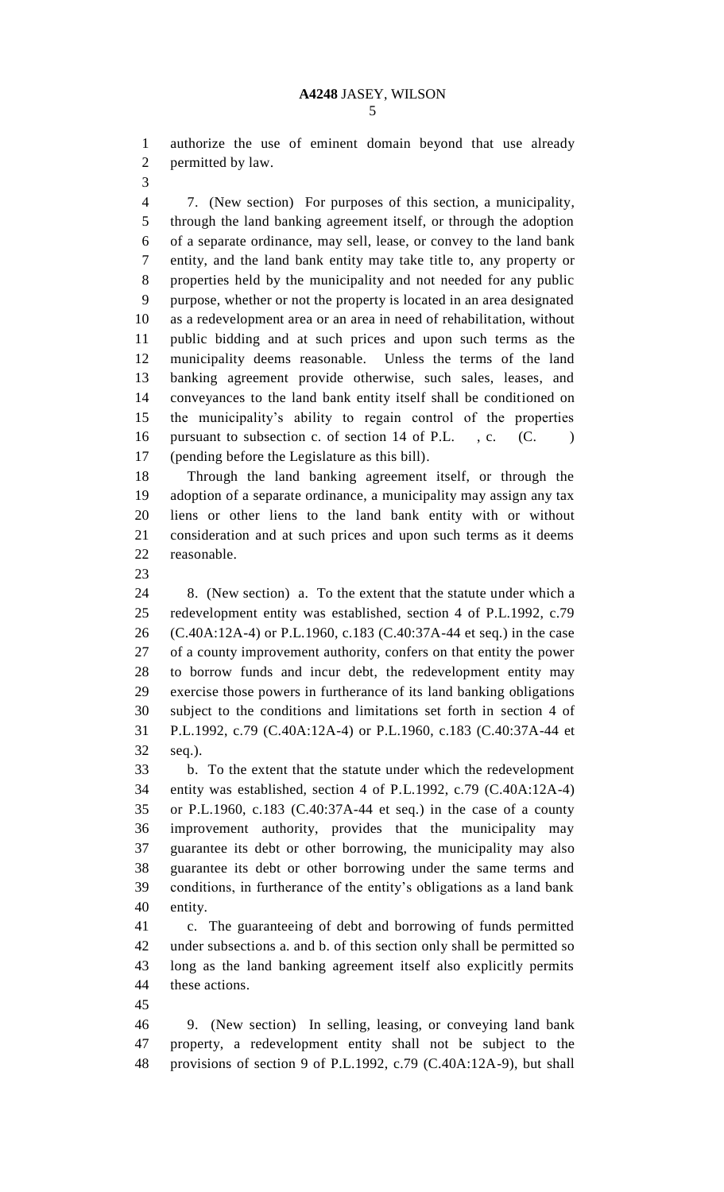authorize the use of eminent domain beyond that use already permitted by law.

7. (New section) For purposes of this section, a municipality, through the land banking agreement itself, or through the adoption of a separate ordinance, may sell, lease, or convey to the land bank entity, and the land bank entity may take title to, any property or properties held by the municipality and not needed for any public purpose, whether or not the property is located in an area designated as a redevelopment area or an area in need of rehabilitation, without public bidding and at such prices and upon such terms as the municipality deems reasonable. Unless the terms of the land banking agreement provide otherwise, such sales, leases, and conveyances to the land bank entity itself shall be conditioned on the municipality's ability to regain control of the properties pursuant to subsection c. of section 14 of P.L. , c. (C. ) (pending before the Legislature as this bill).

Through the land banking agreement itself, or through the adoption of a separate ordinance, a municipality may assign any tax liens or other liens to the land bank entity with or without consideration and at such prices and upon such terms as it deems reasonable.

8. (New section) a. To the extent that the statute under which a redevelopment entity was established, section 4 of P.L.1992, c.79 (C.40A:12A-4) or P.L.1960, c.183 (C.40:37A-44 et seq.) in the case of a county improvement authority, confers on that entity the power to borrow funds and incur debt, the redevelopment entity may exercise those powers in furtherance of its land banking obligations subject to the conditions and limitations set forth in section 4 of P.L.1992, c.79 (C.40A:12A-4) or P.L.1960, c.183 (C.40:37A-44 et seq.).

b. To the extent that the statute under which the redevelopment entity was established, section 4 of P.L.1992, c.79 (C.40A:12A-4) or P.L.1960, c.183 (C.40:37A-44 et seq.) in the case of a county improvement authority, provides that the municipality may guarantee its debt or other borrowing, the municipality may also guarantee its debt or other borrowing under the same terms and conditions, in furtherance of the entity's obligations as a land bank entity.

c. The guaranteeing of debt and borrowing of funds permitted under subsections a. and b. of this section only shall be permitted so long as the land banking agreement itself also explicitly permits these actions.

9. (New section) In selling, leasing, or conveying land bank property, a redevelopment entity shall not be subject to the provisions of section 9 of P.L.1992, c.79 (C.40A:12A-9), but shall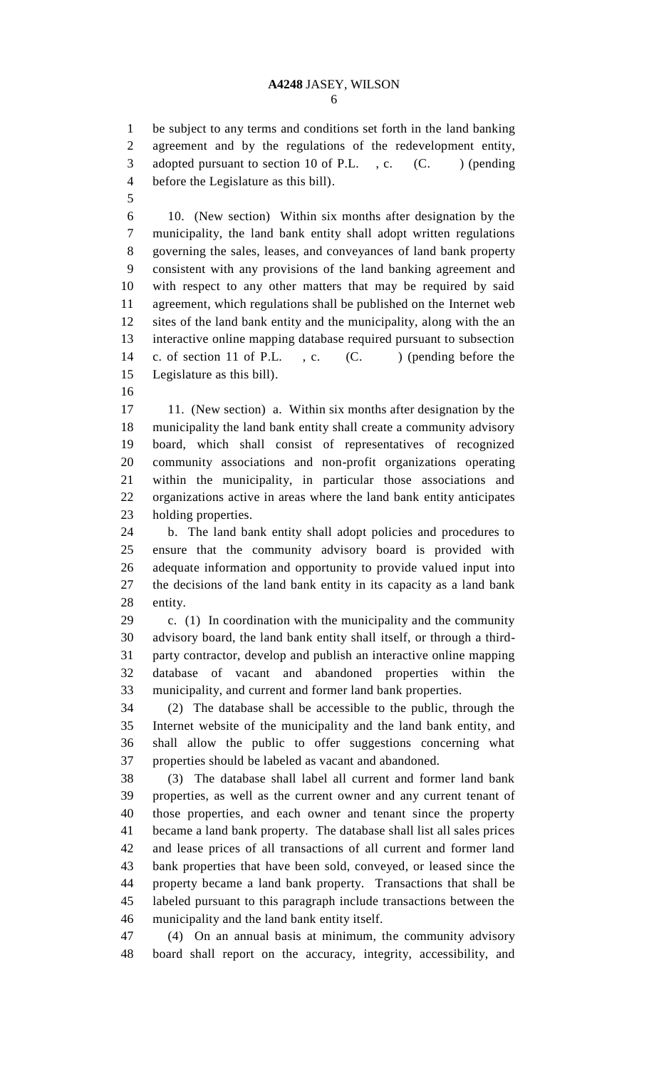be subject to any terms and conditions set forth in the land banking agreement and by the regulations of the redevelopment entity, adopted pursuant to section 10 of P.L. , c. (C. ) (pending before the Legislature as this bill).

10. (New section) Within six months after designation by the municipality, the land bank entity shall adopt written regulations governing the sales, leases, and conveyances of land bank property consistent with any provisions of the land banking agreement and with respect to any other matters that may be required by said agreement, which regulations shall be published on the Internet web sites of the land bank entity and the municipality, along with the an interactive online mapping database required pursuant to subsection c. of section 11 of P.L. , c. (C. ) (pending before the Legislature as this bill).

11. (New section) a. Within six months after designation by the municipality the land bank entity shall create a community advisory board, which shall consist of representatives of recognized community associations and non-profit organizations operating within the municipality, in particular those associations and organizations active in areas where the land bank entity anticipates holding properties.

b. The land bank entity shall adopt policies and procedures to ensure that the community advisory board is provided with adequate information and opportunity to provide valued input into the decisions of the land bank entity in its capacity as a land bank entity.

c. (1) In coordination with the municipality and the community advisory board, the land bank entity shall itself, or through a third-party contractor, develop and publish an interactive online mapping database of vacant and abandoned properties within the municipality, and current and former land bank properties.

(2) The database shall be accessible to the public, through the Internet website of the municipality and the land bank entity, and shall allow the public to offer suggestions concerning what properties should be labeled as vacant and abandoned.

(3) The database shall label all current and former land bank properties, as well as the current owner and any current tenant of those properties, and each owner and tenant since the property became a land bank property. The database shall list all sales prices and lease prices of all transactions of all current and former land bank properties that have been sold, conveyed, or leased since the property became a land bank property. Transactions that shall be labeled pursuant to this paragraph include transactions between the municipality and the land bank entity itself.

(4) On an annual basis at minimum, the community advisory board shall report on the accuracy, integrity, accessibility, and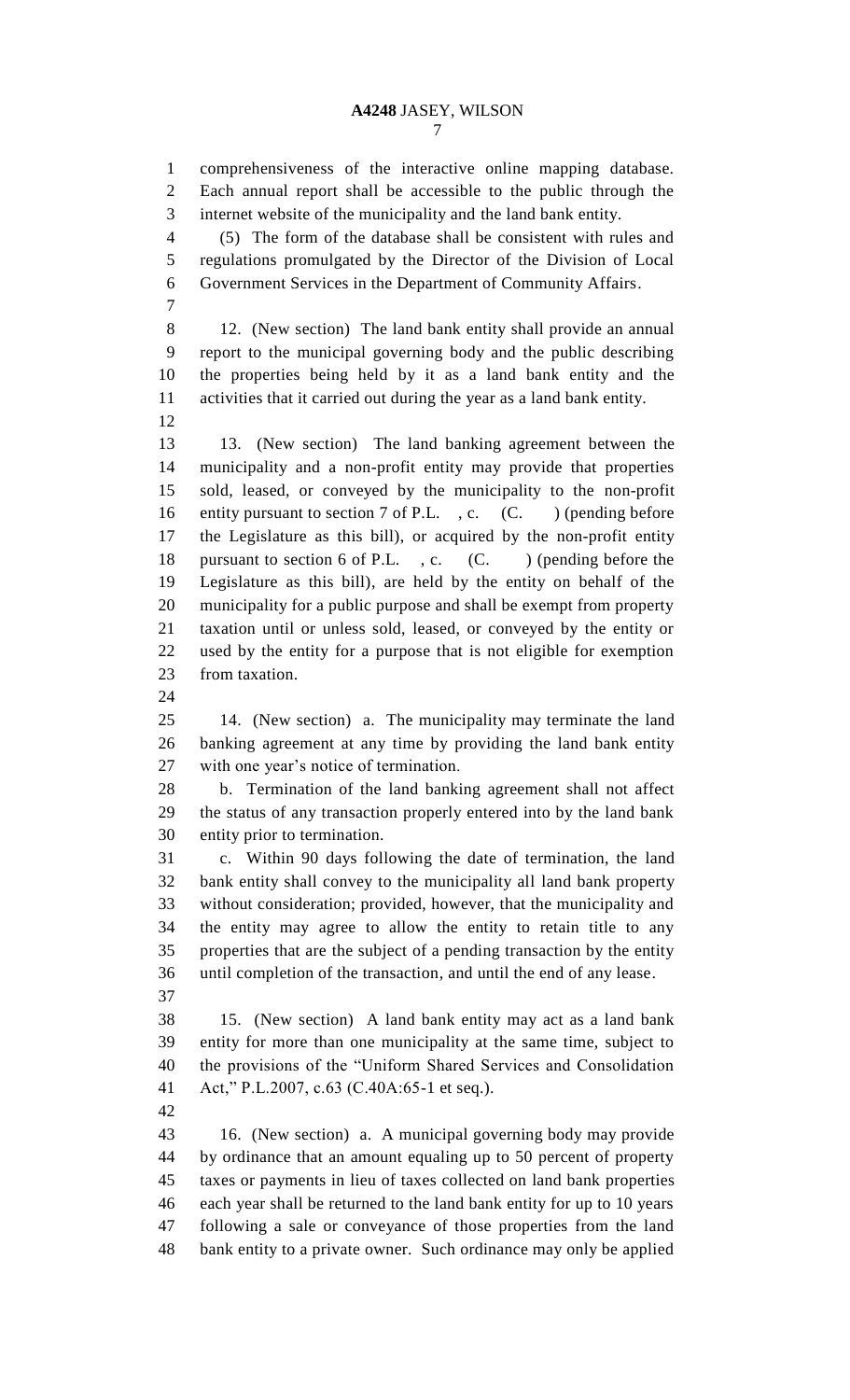comprehensiveness of the interactive online mapping database. Each annual report shall be accessible to the public through the internet website of the municipality and the land bank entity.

(5) The form of the database shall be consistent with rules and regulations promulgated by the Director of the Division of Local Government Services in the Department of Community Affairs.

12. (New section) The land bank entity shall provide an annual report to the municipal governing body and the public describing the properties being held by it as a land bank entity and the activities that it carried out during the year as a land bank entity.

13. (New section) The land banking agreement between the municipality and a non-profit entity may provide that properties sold, leased, or conveyed by the municipality to the non-profit entity pursuant to section 7 of P.L. , c. (C. ) (pending before the Legislature as this bill), or acquired by the non-profit entity pursuant to section 6 of P.L. , c. (C. ) (pending before the Legislature as this bill), are held by the entity on behalf of the municipality for a public purpose and shall be exempt from property taxation until or unless sold, leased, or conveyed by the entity or used by the entity for a purpose that is not eligible for exemption from taxation.

14. (New section) a. The municipality may terminate the land banking agreement at any time by providing the land bank entity with one year's notice of termination.

b. Termination of the land banking agreement shall not affect the status of any transaction properly entered into by the land bank entity prior to termination.

c. Within 90 days following the date of termination, the land bank entity shall convey to the municipality all land bank property without consideration; provided, however, that the municipality and the entity may agree to allow the entity to retain title to any properties that are the subject of a pending transaction by the entity until completion of the transaction, and until the end of any lease.

15. (New section) A land bank entity may act as a land bank entity for more than one municipality at the same time, subject to the provisions of the "Uniform Shared Services and Consolidation Act," P.L.2007, c.63 (C.40A:65-1 et seq.).

16. (New section) a. A municipal governing body may provide by ordinance that an amount equaling up to 50 percent of property taxes or payments in lieu of taxes collected on land bank properties each year shall be returned to the land bank entity for up to 10 years following a sale or conveyance of those properties from the land bank entity to a private owner. Such ordinance may only be applied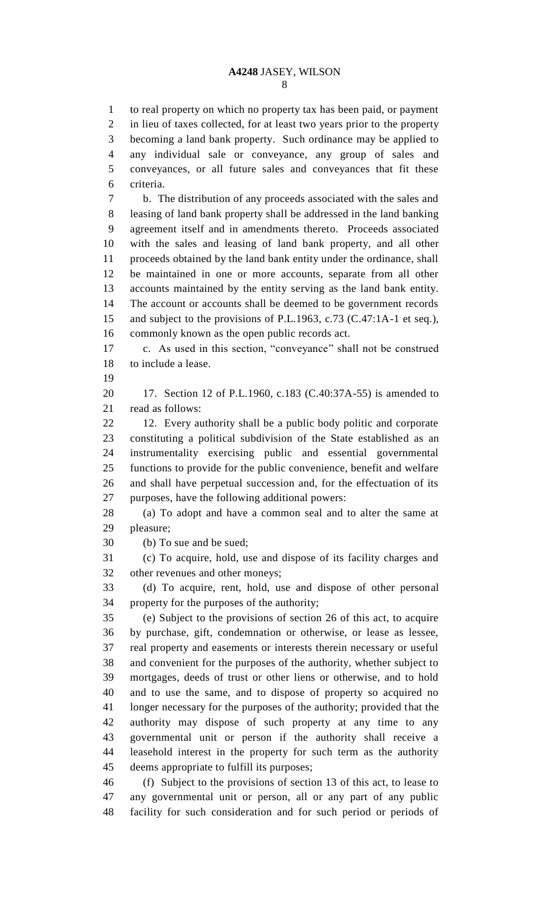to real property on which no property tax has been paid, or payment in lieu of taxes collected, for at least two years prior to the property becoming a land bank property. Such ordinance may be applied to any individual sale or conveyance, any group of sales and conveyances, or all future sales and conveyances that fit these criteria.

b. The distribution of any proceeds associated with the sales and leasing of land bank property shall be addressed in the land banking agreement itself and in amendments thereto. Proceeds associated with the sales and leasing of land bank property, and all other proceeds obtained by the land bank entity under the ordinance, shall be maintained in one or more accounts, separate from all other accounts maintained by the entity serving as the land bank entity. The account or accounts shall be deemed to be government records and subject to the provisions of P.L.1963, c.73 (C.47:1A-1 et seq.), commonly known as the open public records act.

c. As used in this section, "conveyance" shall not be construed to include a lease.

17. Section 12 of P.L.1960, c.183 (C.40:37A-55) is amended to read as follows:

12. Every authority shall be a public body politic and corporate constituting a political subdivision of the State established as an instrumentality exercising public and essential governmental functions to provide for the public convenience, benefit and welfare and shall have perpetual succession and, for the effectuation of its purposes, have the following additional powers:

(a) To adopt and have a common seal and to alter the same at pleasure;

(b) To sue and be sued;

(c) To acquire, hold, use and dispose of its facility charges and other revenues and other moneys;

(d) To acquire, rent, hold, use and dispose of other personal property for the purposes of the authority;

(e) Subject to the provisions of section 26 of this act, to acquire by purchase, gift, condemnation or otherwise, or lease as lessee, real property and easements or interests therein necessary or useful and convenient for the purposes of the authority, whether subject to mortgages, deeds of trust or other liens or otherwise, and to hold and to use the same, and to dispose of property so acquired no longer necessary for the purposes of the authority; provided that the authority may dispose of such property at any time to any governmental unit or person if the authority shall receive a leasehold interest in the property for such term as the authority deems appropriate to fulfill its purposes;

(f) Subject to the provisions of section 13 of this act, to lease to any governmental unit or person, all or any part of any public facility for such consideration and for such period or periods of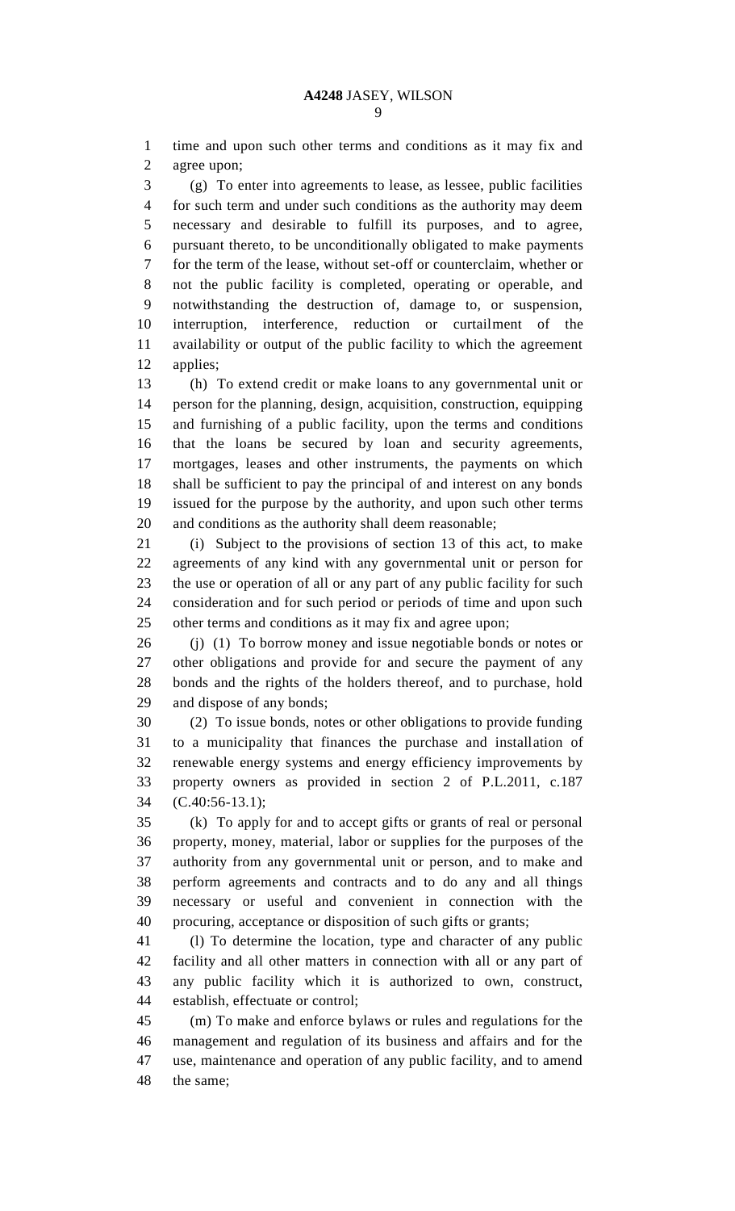time and upon such other terms and conditions as it may fix and agree upon;

(g) To enter into agreements to lease, as lessee, public facilities for such term and under such conditions as the authority may deem necessary and desirable to fulfill its purposes, and to agree, pursuant thereto, to be unconditionally obligated to make payments for the term of the lease, without set-off or counterclaim, whether or not the public facility is completed, operating or operable, and notwithstanding the destruction of, damage to, or suspension, interruption, interference, reduction or curtailment of the availability or output of the public facility to which the agreement applies;

(h) To extend credit or make loans to any governmental unit or person for the planning, design, acquisition, construction, equipping and furnishing of a public facility, upon the terms and conditions that the loans be secured by loan and security agreements, mortgages, leases and other instruments, the payments on which shall be sufficient to pay the principal of and interest on any bonds issued for the purpose by the authority, and upon such other terms and conditions as the authority shall deem reasonable;

(i) Subject to the provisions of section 13 of this act, to make agreements of any kind with any governmental unit or person for the use or operation of all or any part of any public facility for such consideration and for such period or periods of time and upon such other terms and conditions as it may fix and agree upon;

(j) (1) To borrow money and issue negotiable bonds or notes or other obligations and provide for and secure the payment of any bonds and the rights of the holders thereof, and to purchase, hold and dispose of any bonds;

(2) To issue bonds, notes or other obligations to provide funding to a municipality that finances the purchase and installation of renewable energy systems and energy efficiency improvements by property owners as provided in section 2 of P.L.2011, c.187 (C.40:56-13.1);

(k) To apply for and to accept gifts or grants of real or personal property, money, material, labor or supplies for the purposes of the authority from any governmental unit or person, and to make and perform agreements and contracts and to do any and all things necessary or useful and convenient in connection with the procuring, acceptance or disposition of such gifts or grants;

(l) To determine the location, type and character of any public facility and all other matters in connection with all or any part of any public facility which it is authorized to own, construct, establish, effectuate or control;

(m) To make and enforce bylaws or rules and regulations for the management and regulation of its business and affairs and for the use, maintenance and operation of any public facility, and to amend the same;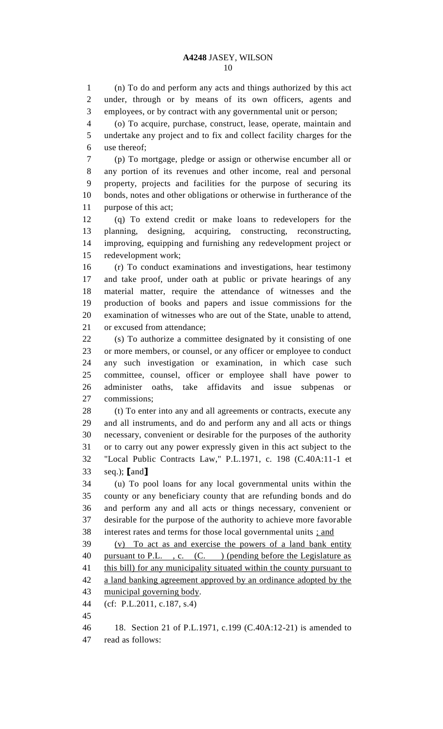(n) To do and perform any acts and things authorized by this act under, through or by means of its own officers, agents and employees, or by contract with any governmental unit or person;

(o) To acquire, purchase, construct, lease, operate, maintain and undertake any project and to fix and collect facility charges for the use thereof;

(p) To mortgage, pledge or assign or otherwise encumber all or any portion of its revenues and other income, real and personal property, projects and facilities for the purpose of securing its bonds, notes and other obligations or otherwise in furtherance of the purpose of this act;

(q) To extend credit or make loans to redevelopers for the planning, designing, acquiring, constructing, reconstructing, improving, equipping and furnishing any redevelopment project or redevelopment work;

(r) To conduct examinations and investigations, hear testimony and take proof, under oath at public or private hearings of any material matter, require the attendance of witnesses and the production of books and papers and issue commissions for the examination of witnesses who are out of the State, unable to attend, or excused from attendance;

(s) To authorize a committee designated by it consisting of one or more members, or counsel, or any officer or employee to conduct any such investigation or examination, in which case such committee, counsel, officer or employee shall have power to administer oaths, take affidavits and issue subpenas or commissions;

(t) To enter into any and all agreements or contracts, execute any and all instruments, and do and perform any and all acts or things necessary, convenient or desirable for the purposes of the authority or to carry out any power expressly given in this act subject to the "Local Public Contracts Law," P.L.1971, c. 198 (C.40A:11-1 et seq.); [and]

(u) To pool loans for any local governmental units within the county or any beneficiary county that are refunding bonds and do and perform any and all acts or things necessary, convenient or desirable for the purpose of the authority to achieve more favorable interest rates and terms for those local governmental units <u>; and</u>

<u>(v) To act as and exercise the powers of a land bank entity pursuant to P.L. , c. (C. ) (pending before the Legislature as this bill) for any municipality situated within the county pursuant to a land banking agreement approved by an ordinance adopted by the municipal governing body</u>.

(cf: P.L.2011, c.187, s.4)

18. Section 21 of P.L.1971, c.199 (C.40A:12-21) is amended to read as follows: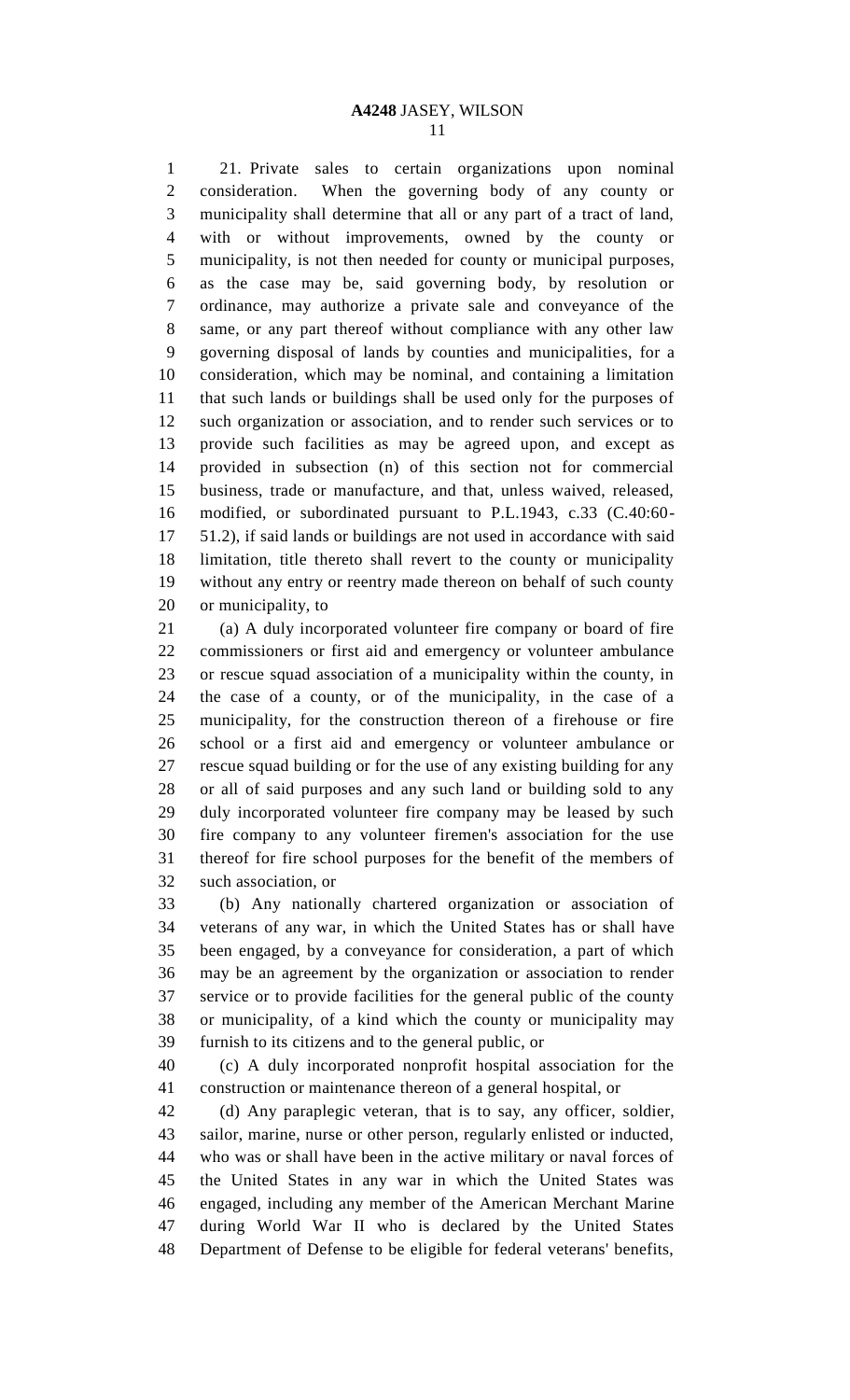21. Private sales to certain organizations upon nominal consideration. When the governing body of any county or municipality shall determine that all or any part of a tract of land, with or without improvements, owned by the county or municipality, is not then needed for county or municipal purposes, as the case may be, said governing body, by resolution or ordinance, may authorize a private sale and conveyance of the same, or any part thereof without compliance with any other law governing disposal of lands by counties and municipalities, for a consideration, which may be nominal, and containing a limitation that such lands or buildings shall be used only for the purposes of such organization or association, and to render such services or to provide such facilities as may be agreed upon, and except as provided in subsection (n) of this section not for commercial business, trade or manufacture, and that, unless waived, released, modified, or subordinated pursuant to P.L.1943, c.33 (C.40:60-51.2), if said lands or buildings are not used in accordance with said limitation, title thereto shall revert to the county or municipality without any entry or reentry made thereon on behalf of such county or municipality, to

(a) A duly incorporated volunteer fire company or board of fire commissioners or first aid and emergency or volunteer ambulance or rescue squad association of a municipality within the county, in the case of a county, or of the municipality, in the case of a municipality, for the construction thereon of a firehouse or fire school or a first aid and emergency or volunteer ambulance or rescue squad building or for the use of any existing building for any or all of said purposes and any such land or building sold to any duly incorporated volunteer fire company may be leased by such fire company to any volunteer firemen's association for the use thereof for fire school purposes for the benefit of the members of such association, or

(b) Any nationally chartered organization or association of veterans of any war, in which the United States has or shall have been engaged, by a conveyance for consideration, a part of which may be an agreement by the organization or association to render service or to provide facilities for the general public of the county or municipality, of a kind which the county or municipality may furnish to its citizens and to the general public, or

(c) A duly incorporated nonprofit hospital association for the construction or maintenance thereon of a general hospital, or

(d) Any paraplegic veteran, that is to say, any officer, soldier, sailor, marine, nurse or other person, regularly enlisted or inducted, who was or shall have been in the active military or naval forces of the United States in any war in which the United States was engaged, including any member of the American Merchant Marine during World War II who is declared by the United States Department of Defense to be eligible for federal veterans' benefits,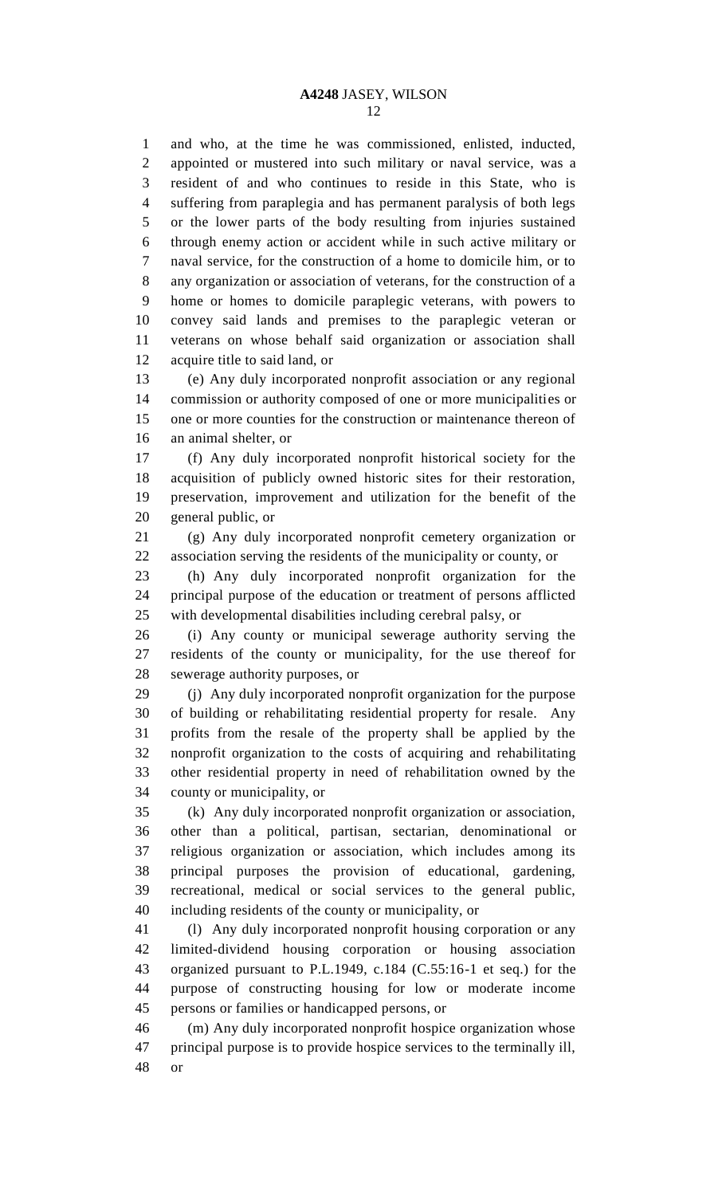and who, at the time he was commissioned, enlisted, inducted, appointed or mustered into such military or naval service, was a resident of and who continues to reside in this State, who is suffering from paraplegia and has permanent paralysis of both legs or the lower parts of the body resulting from injuries sustained through enemy action or accident while in such active military or naval service, for the construction of a home to domicile him, or to any organization or association of veterans, for the construction of a home or homes to domicile paraplegic veterans, with powers to convey said lands and premises to the paraplegic veteran or veterans on whose behalf said organization or association shall acquire title to said land, or

(e) Any duly incorporated nonprofit association or any regional commission or authority composed of one or more municipalities or one or more counties for the construction or maintenance thereon of an animal shelter, or

(f) Any duly incorporated nonprofit historical society for the acquisition of publicly owned historic sites for their restoration, preservation, improvement and utilization for the benefit of the general public, or

(g) Any duly incorporated nonprofit cemetery organization or association serving the residents of the municipality or county, or

(h) Any duly incorporated nonprofit organization for the principal purpose of the education or treatment of persons afflicted with developmental disabilities including cerebral palsy, or

(i) Any county or municipal sewerage authority serving the residents of the county or municipality, for the use thereof for sewerage authority purposes, or

(j) Any duly incorporated nonprofit organization for the purpose of building or rehabilitating residential property for resale. Any profits from the resale of the property shall be applied by the nonprofit organization to the costs of acquiring and rehabilitating other residential property in need of rehabilitation owned by the county or municipality, or

(k) Any duly incorporated nonprofit organization or association, other than a political, partisan, sectarian, denominational or religious organization or association, which includes among its principal purposes the provision of educational, gardening, recreational, medical or social services to the general public, including residents of the county or municipality, or

(l) Any duly incorporated nonprofit housing corporation or any limited-dividend housing corporation or housing association organized pursuant to P.L.1949, c.184 (C.55:16-1 et seq.) for the purpose of constructing housing for low or moderate income persons or families or handicapped persons, or

(m) Any duly incorporated nonprofit hospice organization whose principal purpose is to provide hospice services to the terminally ill, or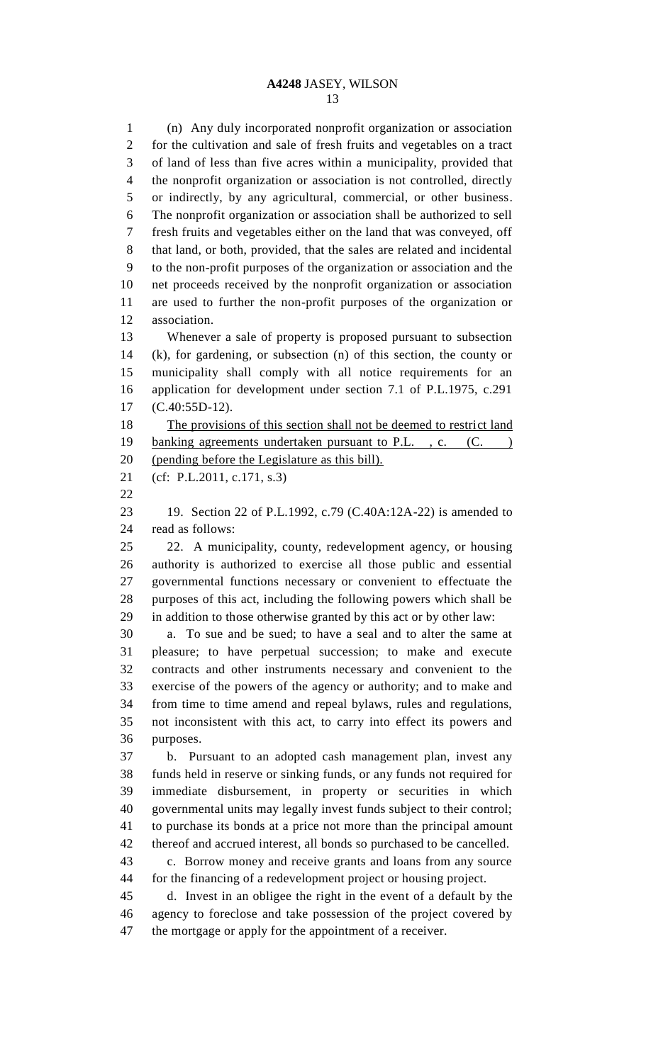(n) Any duly incorporated nonprofit organization or association for the cultivation and sale of fresh fruits and vegetables on a tract of land of less than five acres within a municipality, provided that the nonprofit organization or association is not controlled, directly or indirectly, by any agricultural, commercial, or other business. The nonprofit organization or association shall be authorized to sell fresh fruits and vegetables either on the land that was conveyed, off that land, or both, provided, that the sales are related and incidental to the non-profit purposes of the organization or association and the net proceeds received by the nonprofit organization or association are used to further the non-profit purposes of the organization or association.

Whenever a sale of property is proposed pursuant to subsection (k), for gardening, or subsection (n) of this section, the county or municipality shall comply with all notice requirements for an application for development under section 7.1 of P.L.1975, c.291 (C.40:55D-12).

<u>The provisions of this section shall not be deemed to restrict land banking agreements undertaken pursuant to P.L. , c. (C. ) (pending before the Legislature as this bill).</u>

(cf: P.L.2011, c.171, s.3)

19. Section 22 of P.L.1992, c.79 (C.40A:12A-22) is amended to read as follows:

22. A municipality, county, redevelopment agency, or housing authority is authorized to exercise all those public and essential governmental functions necessary or convenient to effectuate the purposes of this act, including the following powers which shall be in addition to those otherwise granted by this act or by other law:

a. To sue and be sued; to have a seal and to alter the same at pleasure; to have perpetual succession; to make and execute contracts and other instruments necessary and convenient to the exercise of the powers of the agency or authority; and to make and from time to time amend and repeal bylaws, rules and regulations, not inconsistent with this act, to carry into effect its powers and purposes.

b. Pursuant to an adopted cash management plan, invest any funds held in reserve or sinking funds, or any funds not required for immediate disbursement, in property or securities in which governmental units may legally invest funds subject to their control; to purchase its bonds at a price not more than the principal amount thereof and accrued interest, all bonds so purchased to be cancelled.

c. Borrow money and receive grants and loans from any source for the financing of a redevelopment project or housing project.

d. Invest in an obligee the right in the event of a default by the agency to foreclose and take possession of the project covered by the mortgage or apply for the appointment of a receiver.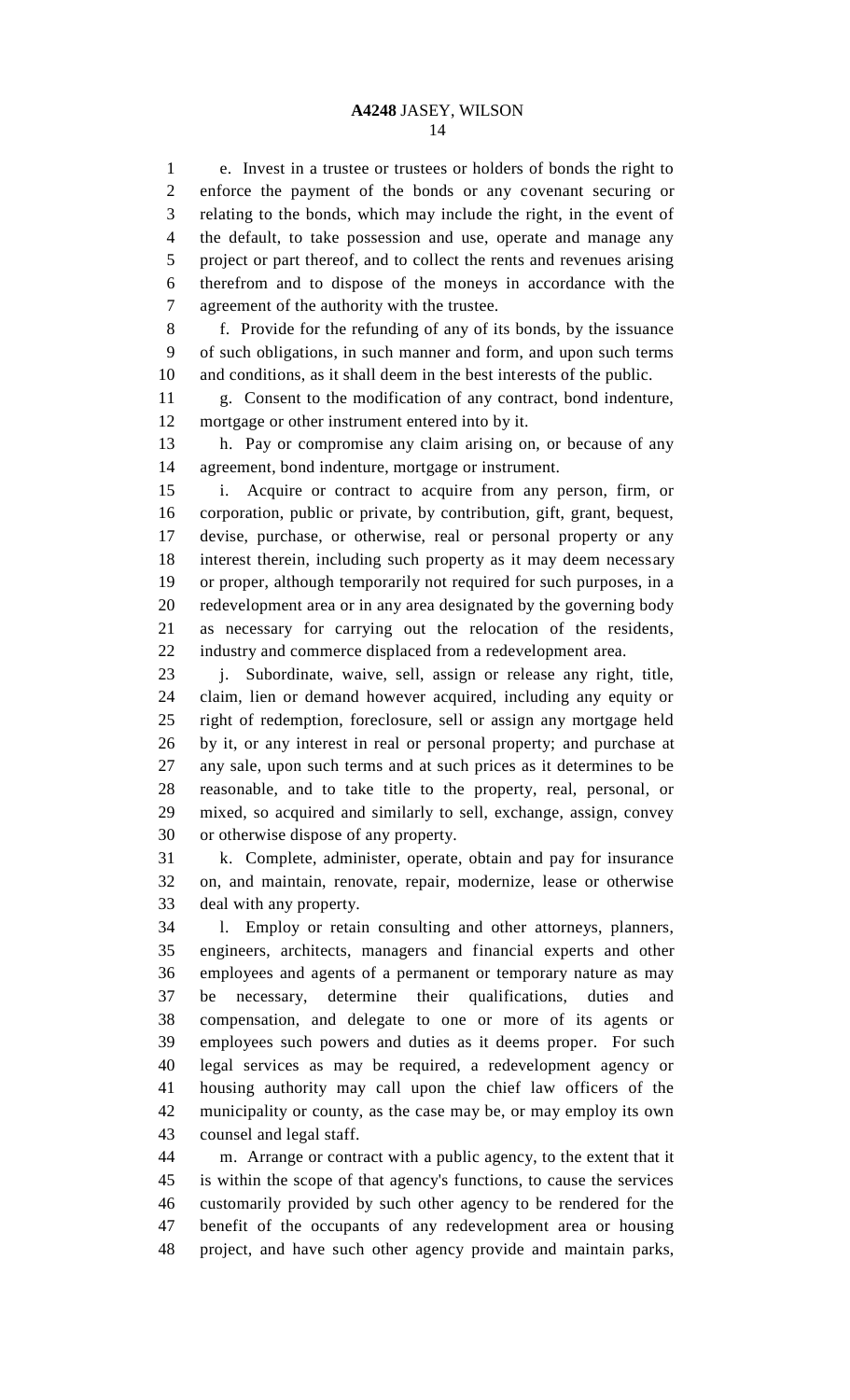e. Invest in a trustee or trustees or holders of bonds the right to enforce the payment of the bonds or any covenant securing or relating to the bonds, which may include the right, in the event of the default, to take possession and use, operate and manage any project or part thereof, and to collect the rents and revenues arising therefrom and to dispose of the moneys in accordance with the agreement of the authority with the trustee.

f. Provide for the refunding of any of its bonds, by the issuance of such obligations, in such manner and form, and upon such terms and conditions, as it shall deem in the best interests of the public.

g. Consent to the modification of any contract, bond indenture, mortgage or other instrument entered into by it.

h. Pay or compromise any claim arising on, or because of any agreement, bond indenture, mortgage or instrument.

i. Acquire or contract to acquire from any person, firm, or corporation, public or private, by contribution, gift, grant, bequest, devise, purchase, or otherwise, real or personal property or any interest therein, including such property as it may deem necessary or proper, although temporarily not required for such purposes, in a redevelopment area or in any area designated by the governing body as necessary for carrying out the relocation of the residents, industry and commerce displaced from a redevelopment area.

j. Subordinate, waive, sell, assign or release any right, title, claim, lien or demand however acquired, including any equity or right of redemption, foreclosure, sell or assign any mortgage held by it, or any interest in real or personal property; and purchase at any sale, upon such terms and at such prices as it determines to be reasonable, and to take title to the property, real, personal, or mixed, so acquired and similarly to sell, exchange, assign, convey or otherwise dispose of any property.

k. Complete, administer, operate, obtain and pay for insurance on, and maintain, renovate, repair, modernize, lease or otherwise deal with any property.

l. Employ or retain consulting and other attorneys, planners, engineers, architects, managers and financial experts and other employees and agents of a permanent or temporary nature as may be necessary, determine their qualifications, duties and compensation, and delegate to one or more of its agents or employees such powers and duties as it deems proper. For such legal services as may be required, a redevelopment agency or housing authority may call upon the chief law officers of the municipality or county, as the case may be, or may employ its own counsel and legal staff.

m. Arrange or contract with a public agency, to the extent that it is within the scope of that agency's functions, to cause the services customarily provided by such other agency to be rendered for the benefit of the occupants of any redevelopment area or housing project, and have such other agency provide and maintain parks,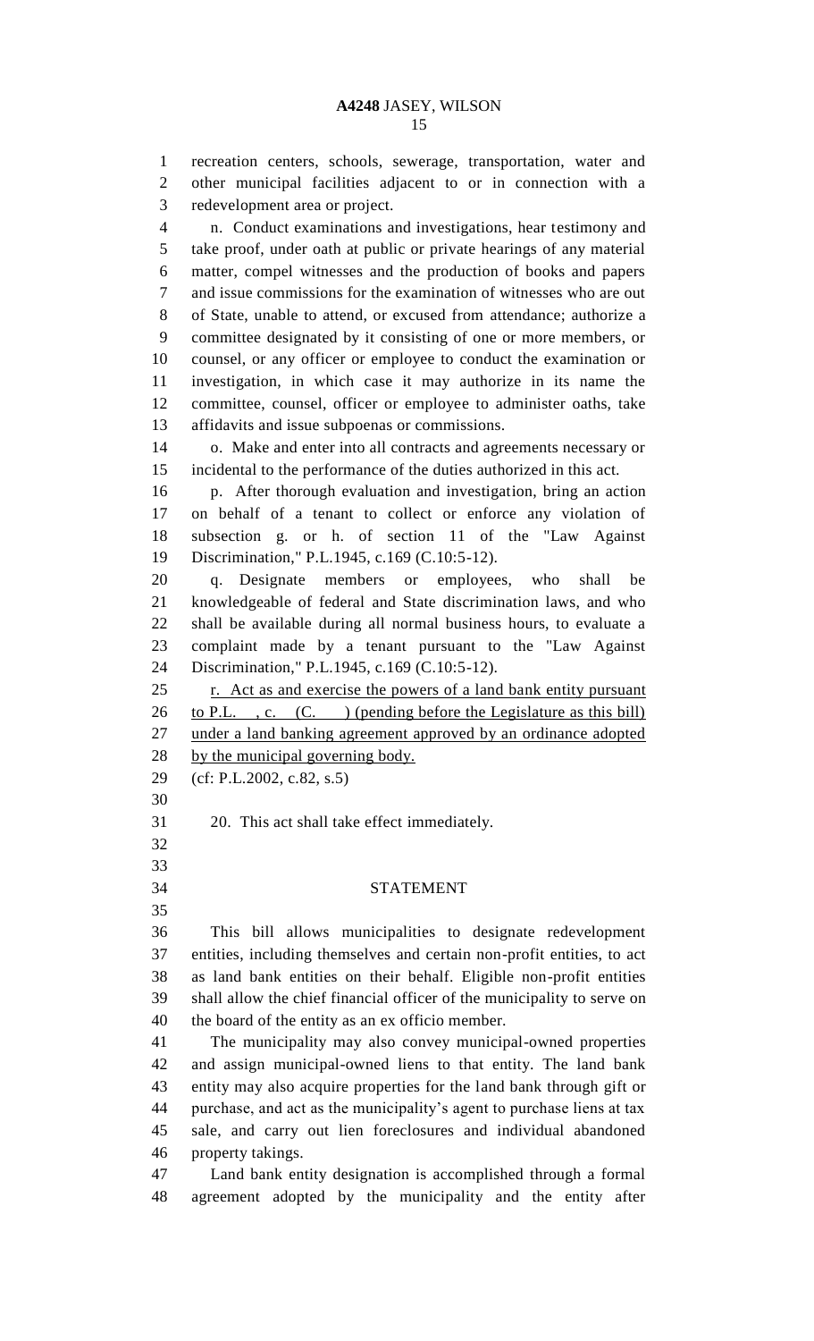recreation centers, schools, sewerage, transportation, water and other municipal facilities adjacent to or in connection with a redevelopment area or project.

n. Conduct examinations and investigations, hear testimony and take proof, under oath at public or private hearings of any material matter, compel witnesses and the production of books and papers and issue commissions for the examination of witnesses who are out of State, unable to attend, or excused from attendance; authorize a committee designated by it consisting of one or more members, or counsel, or any officer or employee to conduct the examination or investigation, in which case it may authorize in its name the committee, counsel, officer or employee to administer oaths, take affidavits and issue subpoenas or commissions.

o. Make and enter into all contracts and agreements necessary or incidental to the performance of the duties authorized in this act.

p. After thorough evaluation and investigation, bring an action on behalf of a tenant to collect or enforce any violation of subsection g. or h. of section 11 of the "Law Against Discrimination," P.L.1945, c.169 (C.10:5-12).

q. Designate members or employees, who shall be knowledgeable of federal and State discrimination laws, and who shall be available during all normal business hours, to evaluate a complaint made by a tenant pursuant to the "Law Against Discrimination," P.L.1945, c.169 (C.10:5-12).

<u>r. Act as and exercise the powers of a land bank entity pursuant to P.L. , c. (C. ) (pending before the Legislature as this bill) under a land banking agreement approved by an ordinance adopted by the municipal governing body.</u>

(cf: P.L.2002, c.82, s.5)

20. This act shall take effect immediately.

## STATEMENT

This bill allows municipalities to designate redevelopment entities, including themselves and certain non-profit entities, to act as land bank entities on their behalf. Eligible non-profit entities shall allow the chief financial officer of the municipality to serve on the board of the entity as an ex officio member.

The municipality may also convey municipal-owned properties and assign municipal-owned liens to that entity. The land bank entity may also acquire properties for the land bank through gift or purchase, and act as the municipality's agent to purchase liens at tax sale, and carry out lien foreclosures and individual abandoned property takings.

Land bank entity designation is accomplished through a formal agreement adopted by the municipality and the entity after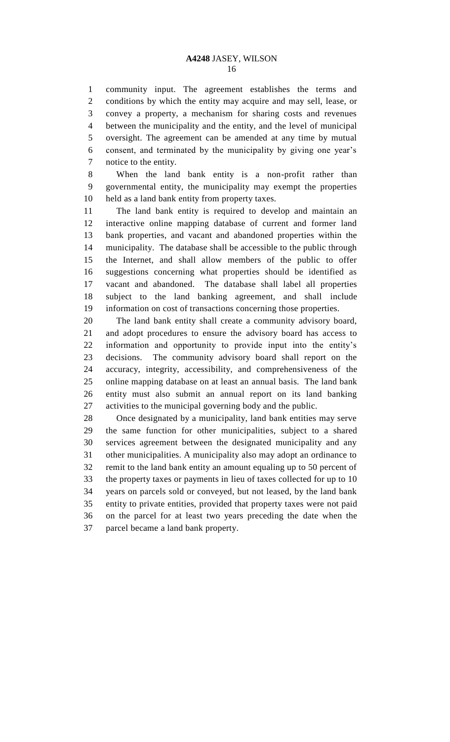community input. The agreement establishes the terms and conditions by which the entity may acquire and may sell, lease, or convey a property, a mechanism for sharing costs and revenues between the municipality and the entity, and the level of municipal oversight. The agreement can be amended at any time by mutual consent, and terminated by the municipality by giving one year's notice to the entity.

When the land bank entity is a non-profit rather than governmental entity, the municipality may exempt the properties held as a land bank entity from property taxes.

The land bank entity is required to develop and maintain an interactive online mapping database of current and former land bank properties, and vacant and abandoned properties within the municipality. The database shall be accessible to the public through the Internet, and shall allow members of the public to offer suggestions concerning what properties should be identified as vacant and abandoned. The database shall label all properties subject to the land banking agreement, and shall include information on cost of transactions concerning those properties.

The land bank entity shall create a community advisory board, and adopt procedures to ensure the advisory board has access to information and opportunity to provide input into the entity's decisions. The community advisory board shall report on the accuracy, integrity, accessibility, and comprehensiveness of the online mapping database on at least an annual basis. The land bank entity must also submit an annual report on its land banking activities to the municipal governing body and the public.

Once designated by a municipality, land bank entities may serve the same function for other municipalities, subject to a shared services agreement between the designated municipality and any other municipalities. A municipality also may adopt an ordinance to remit to the land bank entity an amount equaling up to 50 percent of the property taxes or payments in lieu of taxes collected for up to 10 years on parcels sold or conveyed, but not leased, by the land bank entity to private entities, provided that property taxes were not paid on the parcel for at least two years preceding the date when the parcel became a land bank property.